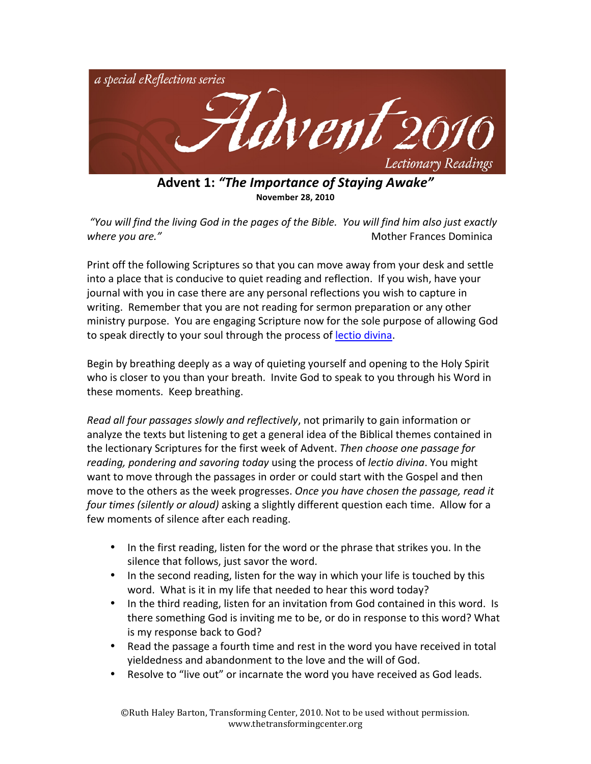a special eReflections series

# Advent 2010

Lectionary Readings

## Advent 1: *"The Importance of Staying Awake"*

**November 28, 2010**

*"You will find the living God in the pages of the Bible. You will find him also just exactly where you are."* — Mother Frances Dominica

Print off the following Scriptures so that you can move away from your desk and settle into a place that is conducive to quiet reading and reflection. If you wish, have your journal with you in case there are any personal reflections you wish to capture in writing. Remember that you are not reading for sermon preparation or any other ministry purpose. You are engaging Scripture now for the sole purpose of allowing God to speak directly to your soul through the process of lectio divina.

Begin by breathing deeply as a way of quieting yourself and opening to the Holy Spirit who is closer to you than your breath. Invite God to speak to you through his Word in these moments. Keep breathing.

*Read all four passages slowly and reflectively*, not primarily to gain information or analyze the texts but listening to get a general idea of the Biblical themes contained in the lectionary Scriptures for the first week of Advent. *Then choose one passage for reading, pondering and savoring today* using the process of *lectio divina*. You might want to move through the passages in order or could start with the Gospel and then move to the others as the week progresses. *Once you have chosen the passage, read it four times (silently or aloud)* asking a slightly different question each time. Allow for a few moments of silence after each reading.

- In the first reading, listen for the word or the phrase that strikes you. In the silence that follows, just savor the word.
- In the second reading, listen for the way in which your life is touched by this word. What is it in my life that needed to hear this word today?
- In the third reading, listen for an invitation from God contained in this word. Is there something God is inviting me to be, or do in response to this word? What is my response back to God?
- Read the passage a fourth time and rest in the word you have received in total yieldedness and abandonment to the love and the will of God.
- Resolve to "live out" or incarnate the word you have received as God leads.

©Ruth Haley Barton, Transforming Center, 2010. Not to be used without permission. www.thetransformingcenter.org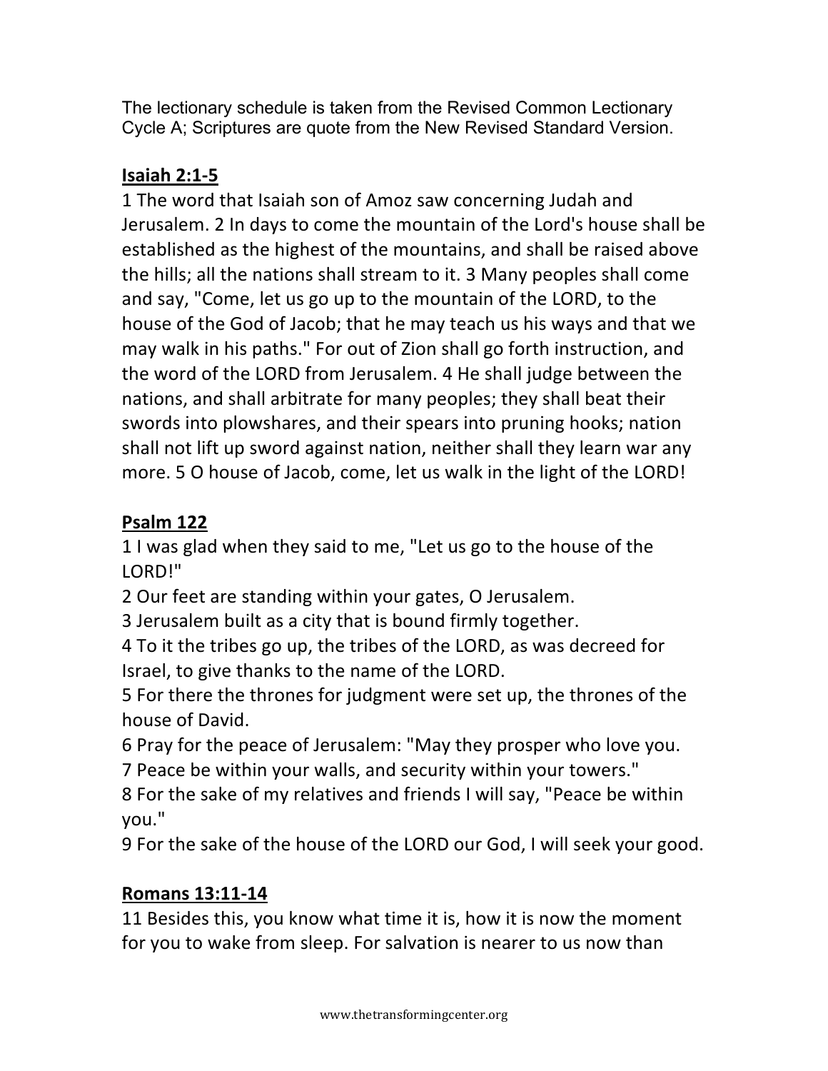The lectionary schedule is taken from the Revised Common Lectionary Cycle A; Scriptures are quote from the New Revised Standard Version.

## Isaiah 2:1-5

1 The word that Isaiah son of Amoz saw concerning Judah and Jerusalem. 2 In days to come the mountain of the Lord's house shall be established as the highest of the mountains, and shall be raised above the hills; all the nations shall stream to it. 3 Many peoples shall come and say, "Come, let us go up to the mountain of the LORD, to the house of the God of Jacob; that he may teach us his ways and that we may walk in his paths." For out of Zion shall go forth instruction, and the word of the LORD from Jerusalem. 4 He shall judge between the nations, and shall arbitrate for many peoples; they shall beat their swords into plowshares, and their spears into pruning hooks; nation shall not lift up sword against nation, neither shall they learn war any more. 5 O house of Jacob, come, let us walk in the light of the LORD!

## Psalm 122

1 I was glad when they said to me, "Let us go to the house of the LORD!"

2 Our feet are standing within your gates, O Jerusalem.

3 Jerusalem built as a city that is bound firmly together.

4 To it the tribes go up, the tribes of the LORD, as was decreed for Israel, to give thanks to the name of the LORD.

5 For there the thrones for judgment were set up, the thrones of the house of David.

6 Pray for the peace of Jerusalem: "May they prosper who love you.

7 Peace be within your walls, and security within your towers."

8 For the sake of my relatives and friends I will say, "Peace be within you."

9 For the sake of the house of the LORD our God, I will seek your good.

## Romans 13:11-14

11 Besides this, you know what time it is, how it is now the moment for you to wake from sleep. For salvation is nearer to us now than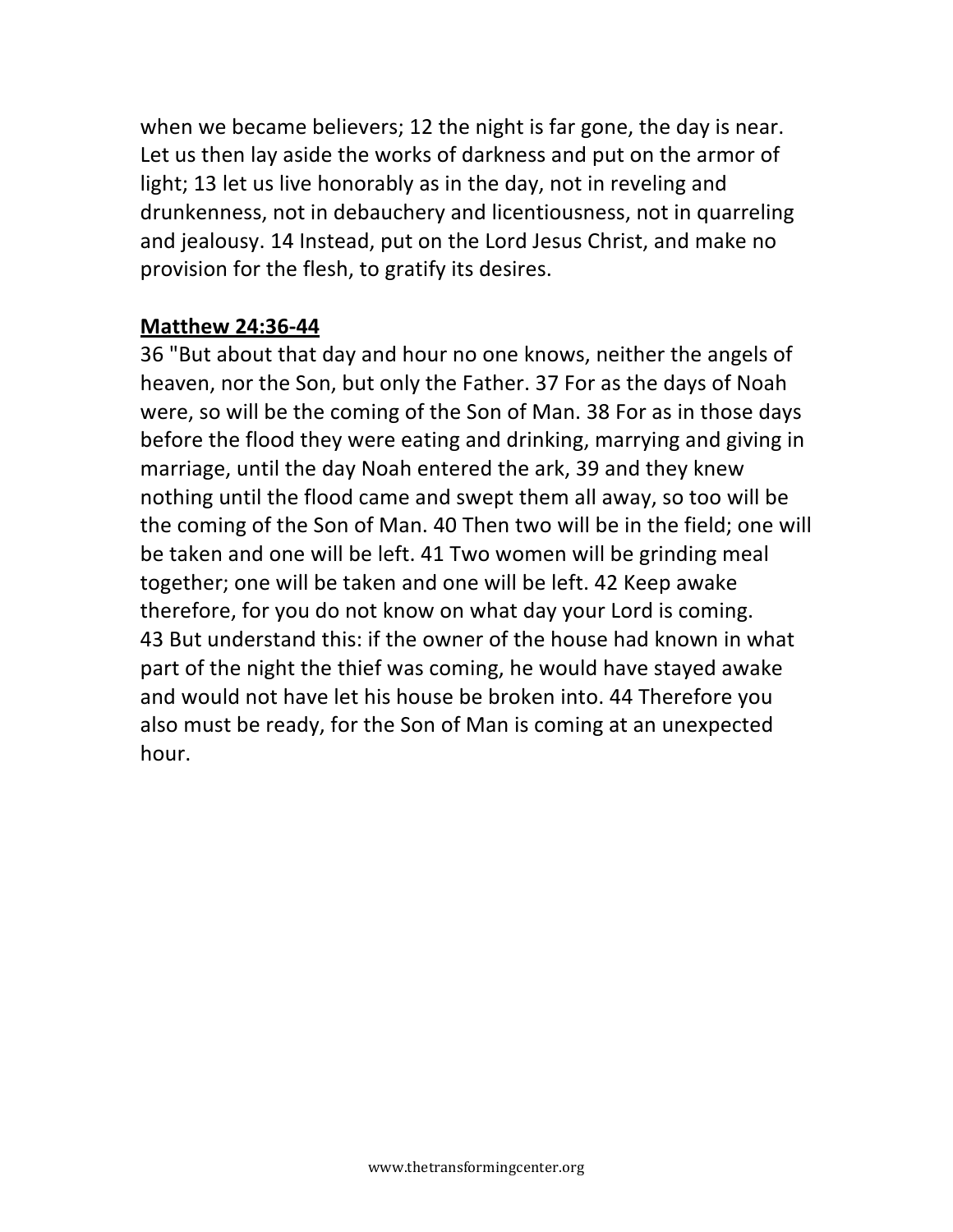when we became believers; 12 the night is far gone, the day is near. Let us then lay aside the works of darkness and put on the armor of light; 13 let us live honorably as in the day, not in reveling and drunkenness, not in debauchery and licentiousness, not in quarreling and jealousy. 14 Instead, put on the Lord Jesus Christ, and make no provision for the flesh, to gratify its desires.

**Matthew 24:36-44**

36 "But about that day and hour no one knows, neither the angels of heaven, nor the Son, but only the Father. 37 For as the days of Noah were, so will be the coming of the Son of Man. 38 For as in those days before the flood they were eating and drinking, marrying and giving in marriage, until the day Noah entered the ark, 39 and they knew nothing until the flood came and swept them all away, so too will be the coming of the Son of Man. 40 Then two will be in the field; one will be taken and one will be left. 41 Two women will be grinding meal together; one will be taken and one will be left. 42 Keep awake therefore, for you do not know on what day your Lord is coming. 43 But understand this: if the owner of the house had known in what part of the night the thief was coming, he would have stayed awake and would not have let his house be broken into. 44 Therefore you also must be ready, for the Son of Man is coming at an unexpected hour.